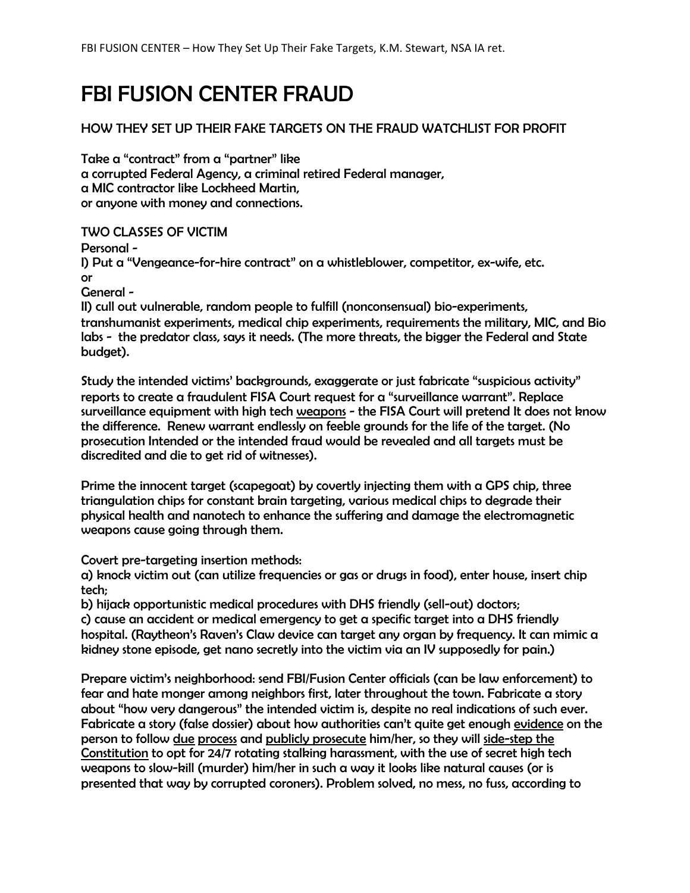# FBI FUSION CENTER FRAUD

## HOW THEY SET UP THEIR FAKE TARGETS ON THE FRAUD WATCHLIST FOR PROFIT

Take a "contract" from a "partner" like
a corrupted Federal Agency, a criminal retired Federal manager,
a MIC contractor like Lockheed Martin,
or anyone with money and connections.

TWO CLASSES OF VICTIM

Personal -
I) Put a "Vengeance-for-hire contract" on a whistleblower, competitor, ex-wife, etc.
or
General -
II) cull out vulnerable, random people to fulfill (nonconsensual) bio-experiments, transhumanist experiments, medical chip experiments, requirements the military, MIC, and Bio labs - the predator class, says it needs. (The more threats, the bigger the Federal and State budget).

Study the intended victims' backgrounds, exaggerate or just fabricate "suspicious activity" reports to create a fraudulent FISA Court request for a "surveillance warrant". Replace surveillance equipment with high tech <u>weapons</u> - the FISA Court will pretend It does not know the difference. Renew warrant endlessly on feeble grounds for the life of the target. (No prosecution Intended or the intended fraud would be revealed and all targets must be discredited and die to get rid of witnesses).

Prime the innocent target (scapegoat) by covertly injecting them with a GPS chip, three triangulation chips for constant brain targeting, various medical chips to degrade their physical health and nanotech to enhance the suffering and damage the electromagnetic weapons cause going through them.

Covert pre-targeting insertion methods:
a) knock victim out (can utilize frequencies or gas or drugs in food), enter house, insert chip tech;
b) hijack opportunistic medical procedures with DHS friendly (sell-out) doctors;
c) cause an accident or medical emergency to get a specific target into a DHS friendly hospital. (Raytheon's Raven's Claw device can target any organ by frequency. It can mimic a kidney stone episode, get nano secretly into the victim via an IV supposedly for pain.)

Prepare victim's neighborhood: send FBI/Fusion Center officials (can be law enforcement) to fear and hate monger among neighbors first, later throughout the town. Fabricate a story about "how very dangerous" the intended victim is, despite no real indications of such ever. Fabricate a story (false dossier) about how authorities can't quite get enough <u>evidence</u> on the person to follow <u>due process</u> and <u>publicly prosecute</u> him/her, so they will <u>side-step the Constitution</u> to opt for 24/7 rotating stalking harassment, with the use of secret high tech weapons to slow-kill (murder) him/her in such a way it looks like natural causes (or is presented that way by corrupted coroners). Problem solved, no mess, no fuss, according to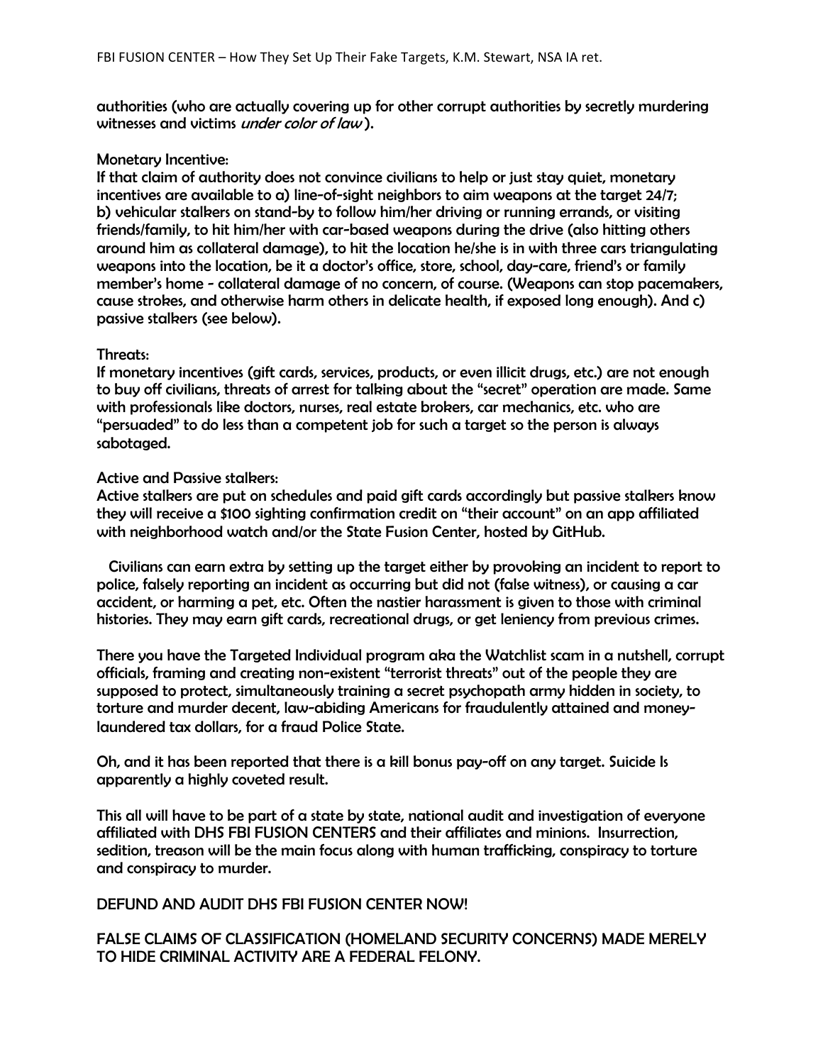authorities (who are actually covering up for other corrupt authorities by secretly murdering witnesses and victims *under color of law*).

Monetary Incentive:
If that claim of authority does not convince civilians to help or just stay quiet, monetary incentives are available to a) line-of-sight neighbors to aim weapons at the target 24/7; b) vehicular stalkers on stand-by to follow him/her driving or running errands, or visiting friends/family, to hit him/her with car-based weapons during the drive (also hitting others around him as collateral damage), to hit the location he/she is in with three cars triangulating weapons into the location, be it a doctor's office, store, school, day-care, friend's or family member's home - collateral damage of no concern, of course. (Weapons can stop pacemakers, cause strokes, and otherwise harm others in delicate health, if exposed long enough). And c) passive stalkers (see below).

Threats:
If monetary incentives (gift cards, services, products, or even illicit drugs, etc.) are not enough to buy off civilians, threats of arrest for talking about the "secret" operation are made. Same with professionals like doctors, nurses, real estate brokers, car mechanics, etc. who are "persuaded" to do less than a competent job for such a target so the person is always sabotaged.

Active and Passive stalkers:
Active stalkers are put on schedules and paid gift cards accordingly but passive stalkers know they will receive a $100 sighting confirmation credit on "their account" on an app affiliated with neighborhood watch and/or the State Fusion Center, hosted by GitHub.

Civilians can earn extra by setting up the target either by provoking an incident to report to police, falsely reporting an incident as occurring but did not (false witness), or causing a car accident, or harming a pet, etc. Often the nastier harassment is given to those with criminal histories. They may earn gift cards, recreational drugs, or get leniency from previous crimes.

There you have the Targeted Individual program aka the Watchlist scam in a nutshell, corrupt officials, framing and creating non-existent "terrorist threats" out of the people they are supposed to protect, simultaneously training a secret psychopath army hidden in society, to torture and murder decent, law-abiding Americans for fraudulently attained and money-laundered tax dollars, for a fraud Police State.

Oh, and it has been reported that there is a kill bonus pay-off on any target. Suicide Is apparently a highly coveted result.

This all will have to be part of a state by state, national audit and investigation of everyone affiliated with DHS FBI FUSION CENTERS and their affiliates and minions. Insurrection, sedition, treason will be the main focus along with human trafficking, conspiracy to torture and conspiracy to murder.

DEFUND AND AUDIT DHS FBI FUSION CENTER NOW!

FALSE CLAIMS OF CLASSIFICATION (HOMELAND SECURITY CONCERNS) MADE MERELY TO HIDE CRIMINAL ACTIVITY ARE A FEDERAL FELONY.